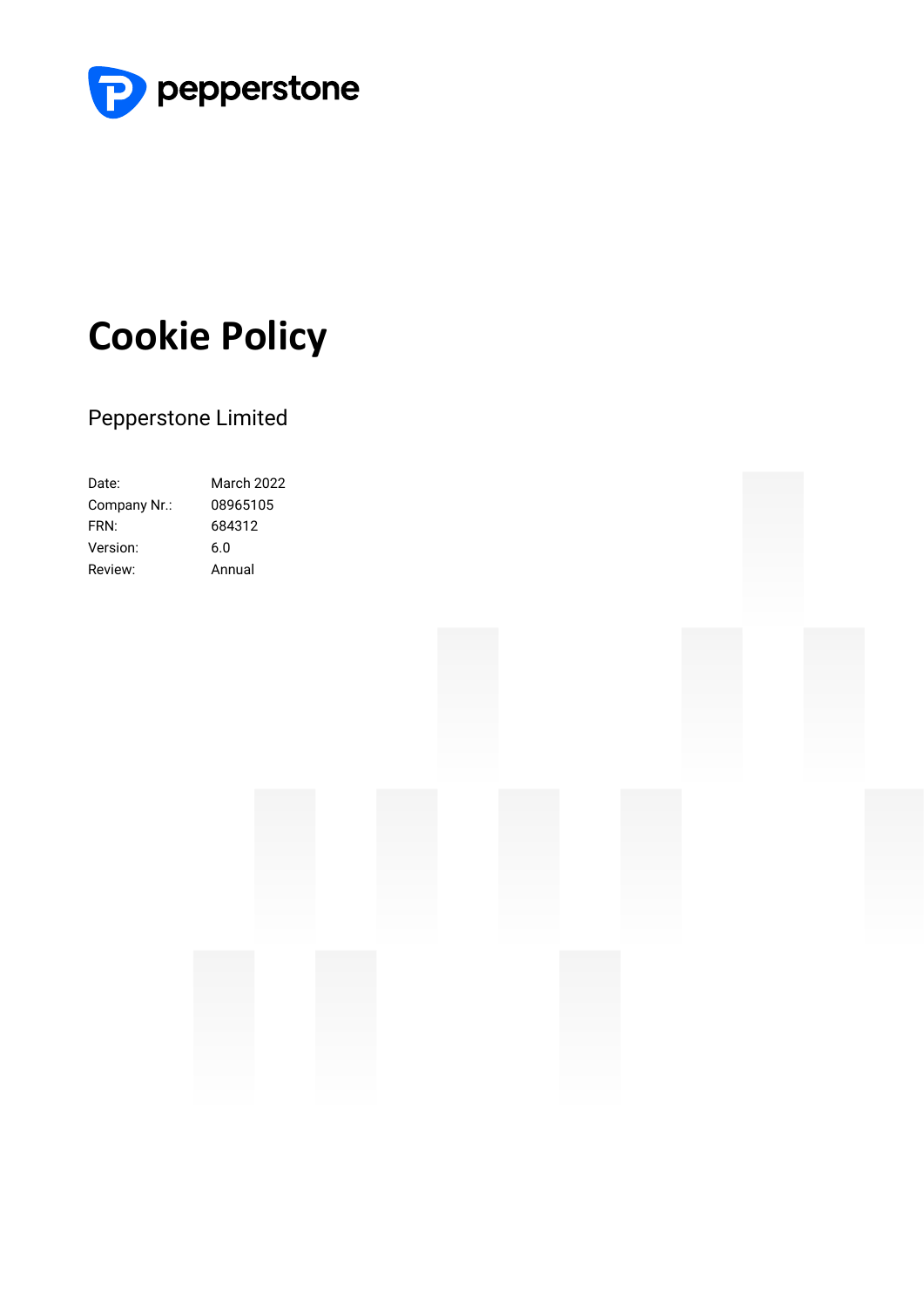pepperstone

# Cookie Policy

Pepperstone Limited

| | |
|---|---|
| Date: | March 2022 |
| Company Nr.: | 08965105 |
| FRN: | 684312 |
| Version: | 6.0 |
| Review: | Annual |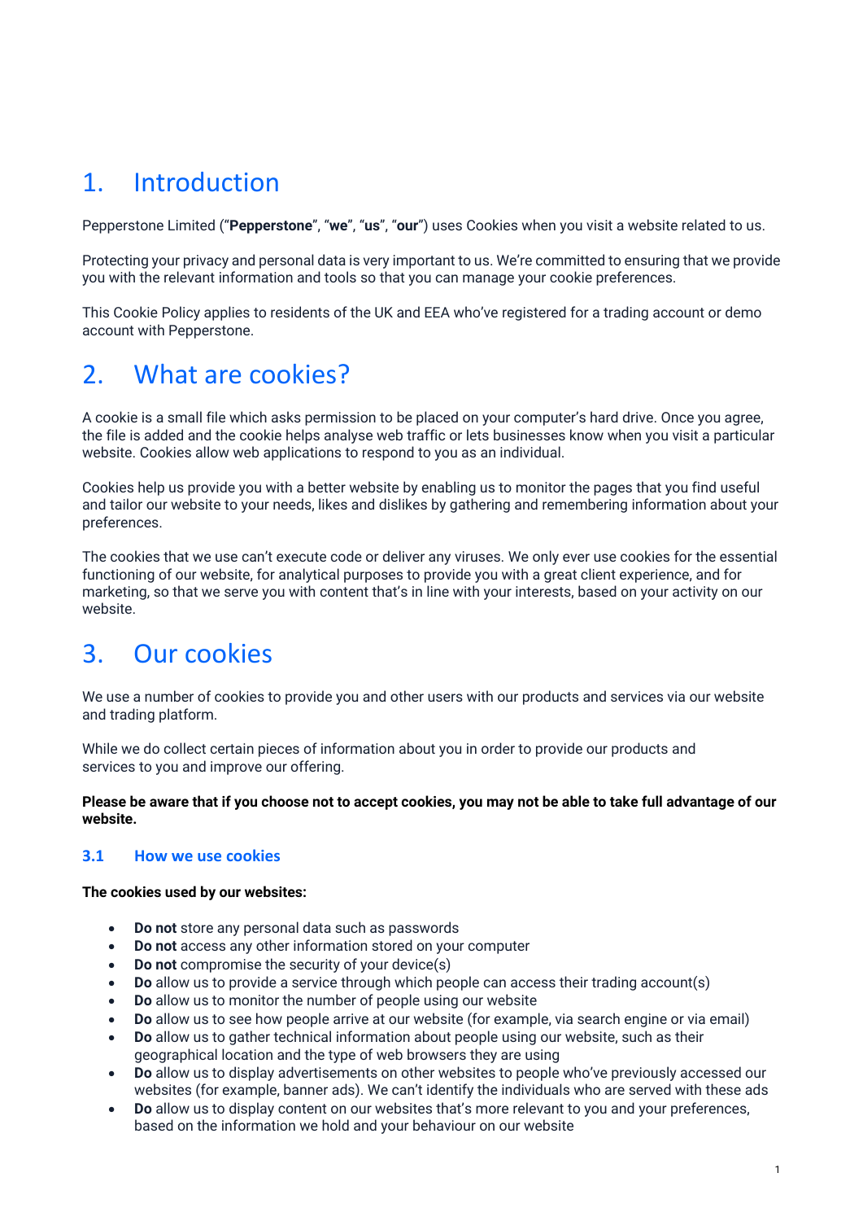# 1. Introduction

Pepperstone Limited ("**Pepperstone**", "**we**", "**us**", "**our**") uses Cookies when you visit a website related to us.

Protecting your privacy and personal data is very important to us. We're committed to ensuring that we provide you with the relevant information and tools so that you can manage your cookie preferences.

This Cookie Policy applies to residents of the UK and EEA who've registered for a trading account or demo account with Pepperstone.

# 2. What are cookies?

A cookie is a small file which asks permission to be placed on your computer's hard drive. Once you agree, the file is added and the cookie helps analyse web traffic or lets businesses know when you visit a particular website. Cookies allow web applications to respond to you as an individual.

Cookies help us provide you with a better website by enabling us to monitor the pages that you find useful and tailor our website to your needs, likes and dislikes by gathering and remembering information about your preferences.

The cookies that we use can't execute code or deliver any viruses. We only ever use cookies for the essential functioning of our website, for analytical purposes to provide you with a great client experience, and for marketing, so that we serve you with content that's in line with your interests, based on your activity on our website.

# 3. Our cookies

We use a number of cookies to provide you and other users with our products and services via our website and trading platform.

While we do collect certain pieces of information about you in order to provide our products and services to you and improve our offering.

**Please be aware that if you choose not to accept cookies, you may not be able to take full advantage of our website.**

## 3.1 How we use cookies

**The cookies used by our websites:**

- **Do not** store any personal data such as passwords
- **Do not** access any other information stored on your computer
- **Do not** compromise the security of your device(s)
- **Do** allow us to provide a service through which people can access their trading account(s)
- **Do** allow us to monitor the number of people using our website
- **Do** allow us to see how people arrive at our website (for example, via search engine or via email)
- **Do** allow us to gather technical information about people using our website, such as their geographical location and the type of web browsers they are using
- **Do** allow us to display advertisements on other websites to people who've previously accessed our websites (for example, banner ads). We can't identify the individuals who are served with these ads
- **Do** allow us to display content on our websites that's more relevant to you and your preferences, based on the information we hold and your behaviour on our website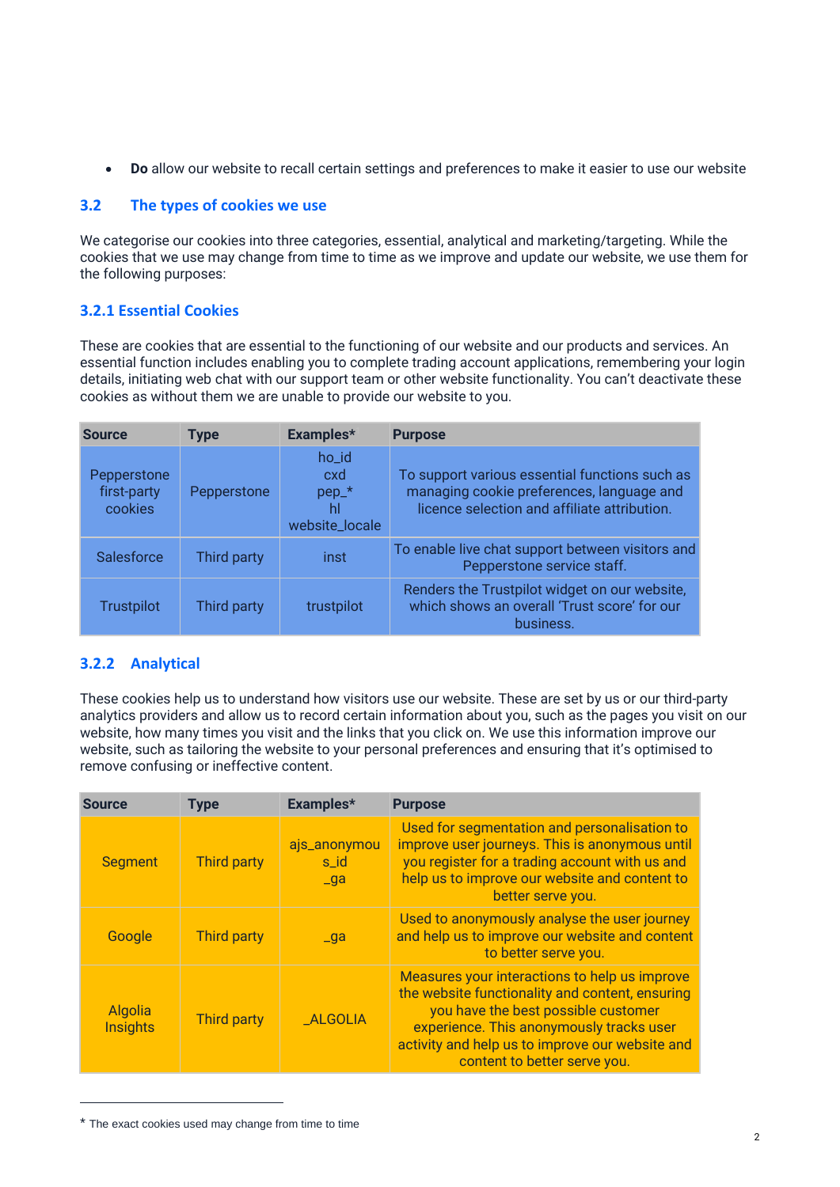- **Do** allow our website to recall certain settings and preferences to make it easier to use our website

## 3.2 The types of cookies we use

We categorise our cookies into three categories, essential, analytical and marketing/targeting. While the cookies that we use may change from time to time as we improve and update our website, we use them for the following purposes:

### 3.2.1 Essential Cookies

These are cookies that are essential to the functioning of our website and our products and services. An essential function includes enabling you to complete trading account applications, remembering your login details, initiating web chat with our support team or other website functionality. You can't deactivate these cookies as without them we are unable to provide our website to you.

| Source | Type | Examples* | Purpose |
|---|---|---|---|
| Pepperstone first-party cookies | Pepperstone | ho_id<br>cxd<br>pep_*<br>hl<br>website_locale | To support various essential functions such as managing cookie preferences, language and licence selection and affiliate attribution. |
| Salesforce | Third party | inst | To enable live chat support between visitors and Pepperstone service staff. |
| Trustpilot | Third party | trustpilot | Renders the Trustpilot widget on our website, which shows an overall 'Trust score' for our business. |

### 3.2.2 Analytical

These cookies help us to understand how visitors use our website. These are set by us or our third-party analytics providers and allow us to record certain information about you, such as the pages you visit on our website, how many times you visit and the links that you click on. We use this information improve our website, such as tailoring the website to your personal preferences and ensuring that it's optimised to remove confusing or ineffective content.

| Source | Type | Examples* | Purpose |
|---|---|---|---|
| Segment | Third party | ajs_anonymous_id<br>_ga | Used for segmentation and personalisation to improve user journeys. This is anonymous until you register for a trading account with us and help us to improve our website and content to better serve you. |
| Google | Third party | _ga | Used to anonymously analyse the user journey and help us to improve our website and content to better serve you. |
| Algolia Insights | Third party | _ALGOLIA | Measures your interactions to help us improve the website functionality and content, ensuring you have the best possible customer experience. This anonymously tracks user activity and help us to improve our website and content to better serve you. |

* The exact cookies used may change from time to time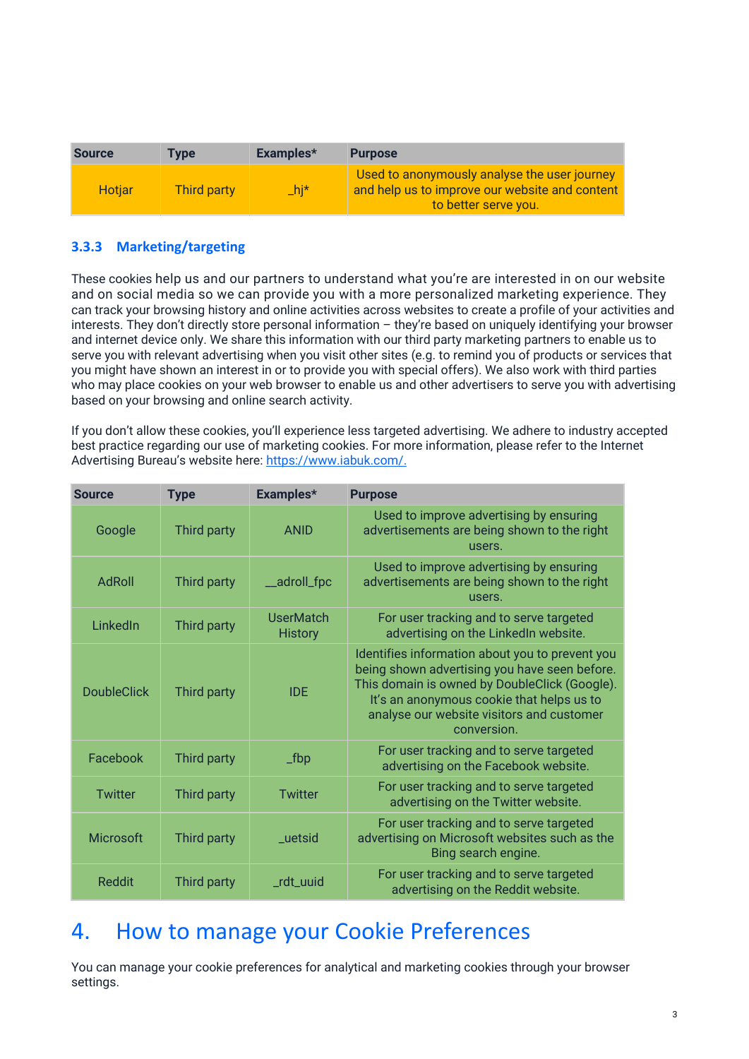| Source | Type | Examples* | Purpose |
|---|---|---|---|
| Hotjar | Third party | _hj* | Used to anonymously analyse the user journey and help us to improve our website and content to better serve you. |

### 3.3.3 Marketing/targeting

These cookies help us and our partners to understand what you're are interested in on our website and on social media so we can provide you with a more personalized marketing experience. They can track your browsing history and online activities across websites to create a profile of your activities and interests. They don't directly store personal information – they're based on uniquely identifying your browser and internet device only. We share this information with our third party marketing partners to enable us to serve you with relevant advertising when you visit other sites (e.g. to remind you of products or services that you might have shown an interest in or to provide you with special offers). We also work with third parties who may place cookies on your web browser to enable us and other advertisers to serve you with advertising based on your browsing and online search activity.

If you don't allow these cookies, you'll experience less targeted advertising. We adhere to industry accepted best practice regarding our use of marketing cookies. For more information, please refer to the Internet Advertising Bureau's website here: [https://www.iabuk.com/.](https://www.iabuk.com/)

| Source | Type | Examples* | Purpose |
|---|---|---|---|
| Google | Third party | ANID | Used to improve advertising by ensuring advertisements are being shown to the right users. |
| AdRoll | Third party | __adroll_fpc | Used to improve advertising by ensuring advertisements are being shown to the right users. |
| LinkedIn | Third party | UserMatch History | For user tracking and to serve targeted advertising on the LinkedIn website. |
| DoubleClick | Third party | IDE | Identifies information about you to prevent you being shown advertising you have seen before. This domain is owned by DoubleClick (Google). It's an anonymous cookie that helps us to analyse our website visitors and customer conversion. |
| Facebook | Third party | _fbp | For user tracking and to serve targeted advertising on the Facebook website. |
| Twitter | Third party | Twitter | For user tracking and to serve targeted advertising on the Twitter website. |
| Microsoft | Third party | _uetsid | For user tracking and to serve targeted advertising on Microsoft websites such as the Bing search engine. |
| Reddit | Third party | _rdt_uuid | For user tracking and to serve targeted advertising on the Reddit website. |

# 4. How to manage your Cookie Preferences

You can manage your cookie preferences for analytical and marketing cookies through your browser settings.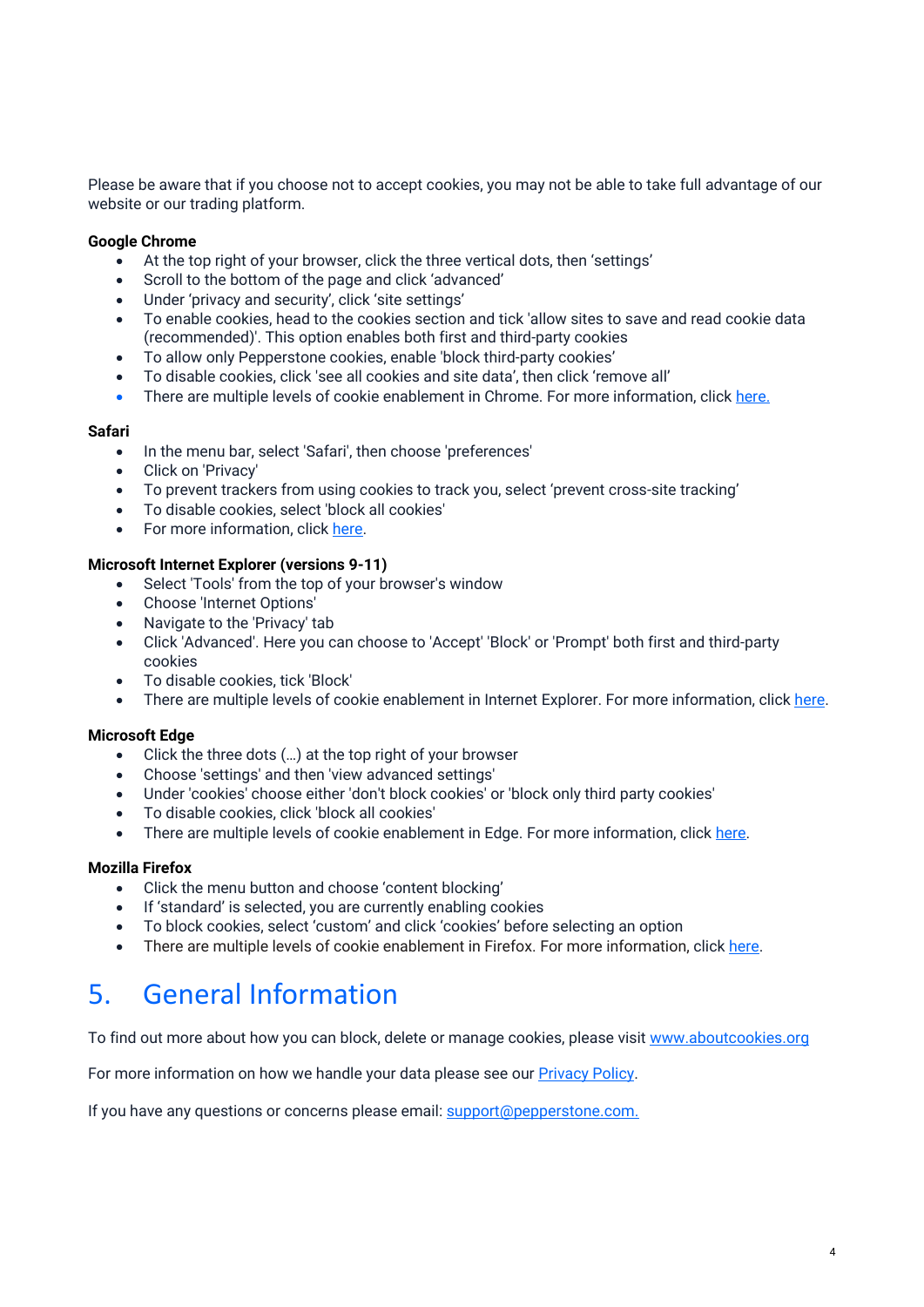Please be aware that if you choose not to accept cookies, you may not be able to take full advantage of our website or our trading platform.

**Google Chrome**

- At the top right of your browser, click the three vertical dots, then 'settings'
- Scroll to the bottom of the page and click 'advanced'
- Under 'privacy and security', click 'site settings'
- To enable cookies, head to the cookies section and tick 'allow sites to save and read cookie data (recommended)'. This option enables both first and third-party cookies
- To allow only Pepperstone cookies, enable 'block third-party cookies'
- To disable cookies, click 'see all cookies and site data', then click 'remove all'
- There are multiple levels of cookie enablement in Chrome. For more information, click here.

**Safari**

- In the menu bar, select 'Safari', then choose 'preferences'
- Click on 'Privacy'
- To prevent trackers from using cookies to track you, select 'prevent cross-site tracking'
- To disable cookies, select 'block all cookies'
- For more information, click here.

**Microsoft Internet Explorer (versions 9-11)**

- Select 'Tools' from the top of your browser's window
- Choose 'Internet Options'
- Navigate to the 'Privacy' tab
- Click 'Advanced'. Here you can choose to 'Accept' 'Block' or 'Prompt' both first and third-party cookies
- To disable cookies, tick 'Block'
- There are multiple levels of cookie enablement in Internet Explorer. For more information, click here.

**Microsoft Edge**

- Click the three dots (…) at the top right of your browser
- Choose 'settings' and then 'view advanced settings'
- Under 'cookies' choose either 'don't block cookies' or 'block only third party cookies'
- To disable cookies, click 'block all cookies'
- There are multiple levels of cookie enablement in Edge. For more information, click here.

**Mozilla Firefox**

- Click the menu button and choose 'content blocking'
- If 'standard' is selected, you are currently enabling cookies
- To block cookies, select 'custom' and click 'cookies' before selecting an option
- There are multiple levels of cookie enablement in Firefox. For more information, click here.

# 5. General Information

To find out more about how you can block, delete or manage cookies, please visit www.aboutcookies.org

For more information on how we handle your data please see our Privacy Policy.

If you have any questions or concerns please email: support@pepperstone.com.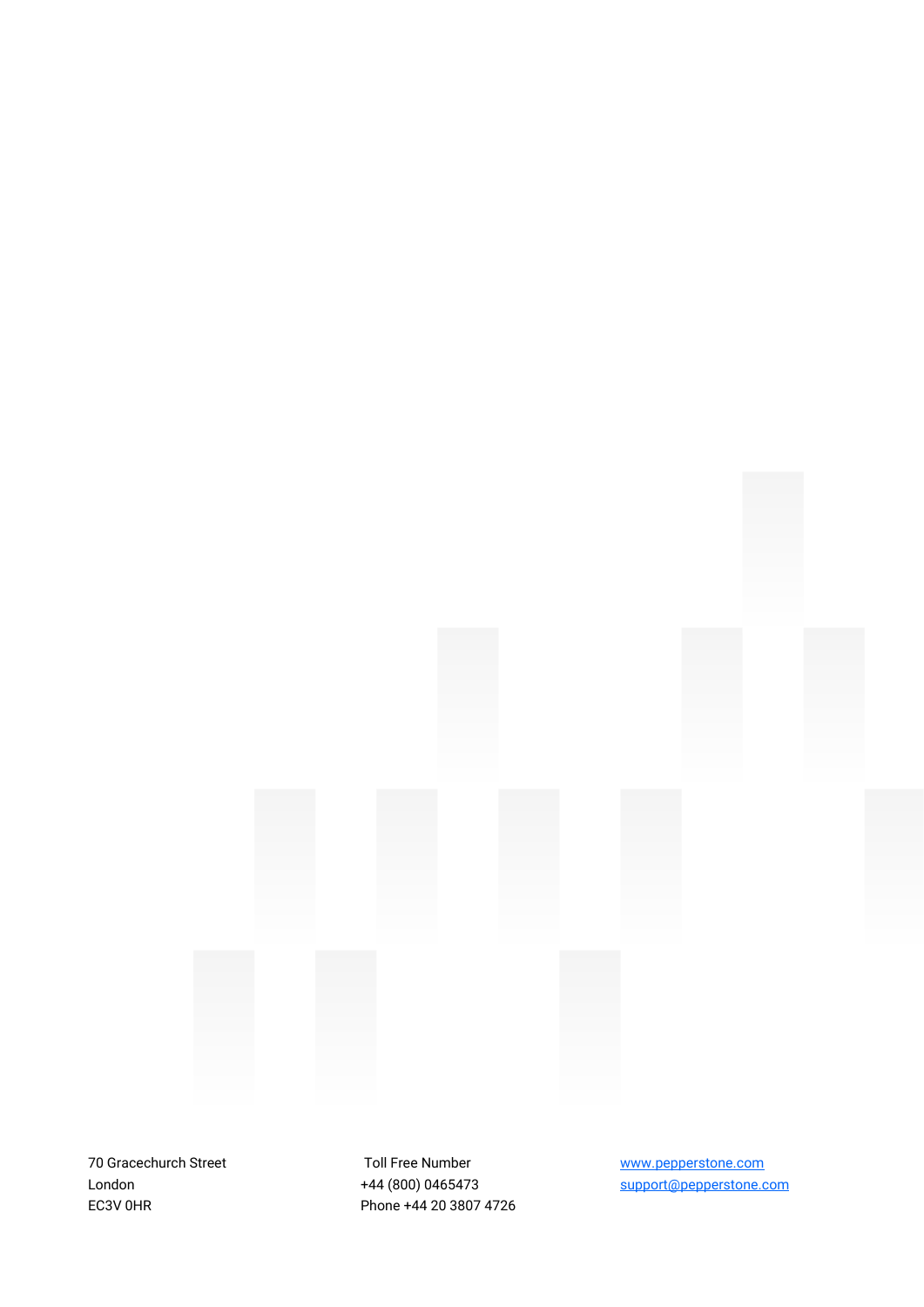70 Gracechurch Street
London
EC3V 0HR

Toll Free Number
+44 (800) 0465473
Phone +44 20 3807 4726

www.pepperstone.com
support@pepperstone.com